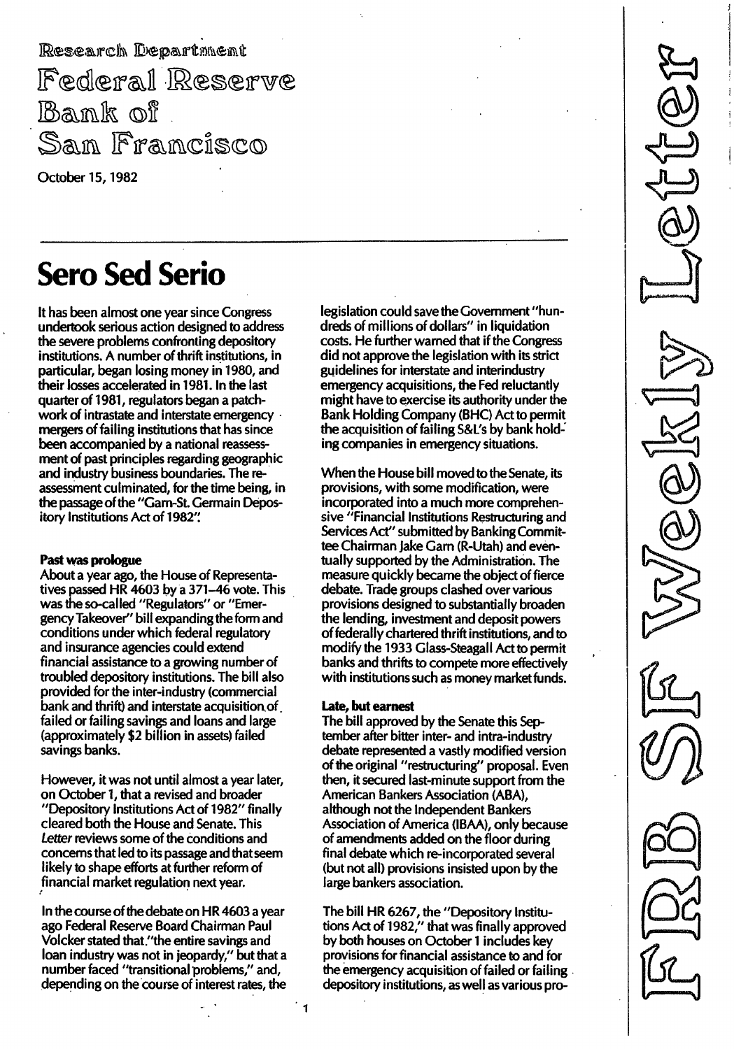Research Department

Federal Reserve Bank of San Francisco

October 15, 1982

# Sero Sed Serio

It has been almost one year since Congress undertook serious action designed to address the severe problems confronting depository institutions. A number of thrift institutions, in particular, began losing money in 1980, and their losses accelerated in 1981. In the last quarter of 1981, regulators began a patchwork of intrastate and interstate emergency mergers of failing institutions that has since been accompanied by a national reassessment of past principles regarding geographic and industry business boundaries. The reassessment culminated, for the time being, in the passage of the "Garn-St. Germain Depository Institutions Act of 1982".

### Past was prologue

About a year ago, the House of Representatives passed HR 4603 by a 371–46 vote. This was the so-called "Regulators" or "Emergency Takeover" bill expanding the form and conditions under which federal regulatory and insurance agencies could extend financial assistance to a growing number of troubled depository institutions. The bill also provided for the inter-industry (commercial bank and thrift) and interstate acquisition of failed or failing savings and loans and large (approximately $2 billion in assets) failed savings banks.

However, it was not until almost a year later, on October 1, that a revised and broader "Depository Institutions Act of 1982" finally cleared both the House and Senate. This *Letter* reviews some of the conditions and concerns that led to its passage and that seem likely to shape efforts at further reform of financial market regulation next year.

In the course of the debate on HR 4603 a year ago Federal Reserve Board Chairman Paul Volcker stated that "the entire savings and loan industry was not in jeopardy," but that a number faced "transitional problems," and, depending on the course of interest rates, the legislation could save the Government "hundreds of millions of dollars" in liquidation costs. He further warned that if the Congress did not approve the legislation with its strict guidelines for interstate and interindustry emergency acquisitions, the Fed reluctantly might have to exercise its authority under the Bank Holding Company (BHC) Act to permit the acquisition of failing S&L's by bank holding companies in emergency situations.

When the House bill moved to the Senate, its provisions, with some modification, were incorporated into a much more comprehensive "Financial Institutions Restructuring and Services Act" submitted by Banking Committee Chairman Jake Garn (R-Utah) and eventually supported by the Administration. The measure quickly became the object of fierce debate. Trade groups clashed over various provisions designed to substantially broaden the lending, investment and deposit powers of federally chartered thrift institutions, and to modify the 1933 Glass-Steagall Act to permit banks and thrifts to compete more effectively with institutions such as money market funds.

### Late, but earnest

The bill approved by the Senate this September after bitter inter- and intra-industry debate represented a vastly modified version of the original "restructuring" proposal. Even then, it secured last-minute support from the American Bankers Association (ABA), although not the Independent Bankers Association of America (IBAA), only because of amendments added on the floor during final debate which re-incorporated several (but not all) provisions insisted upon by the large bankers association.

The bill HR 6267, the "Depository Institutions Act of 1982," that was finally approved by both houses on October 1 includes key provisions for financial assistance to and for the emergency acquisition of failed or failing depository institutions, as well as various pro-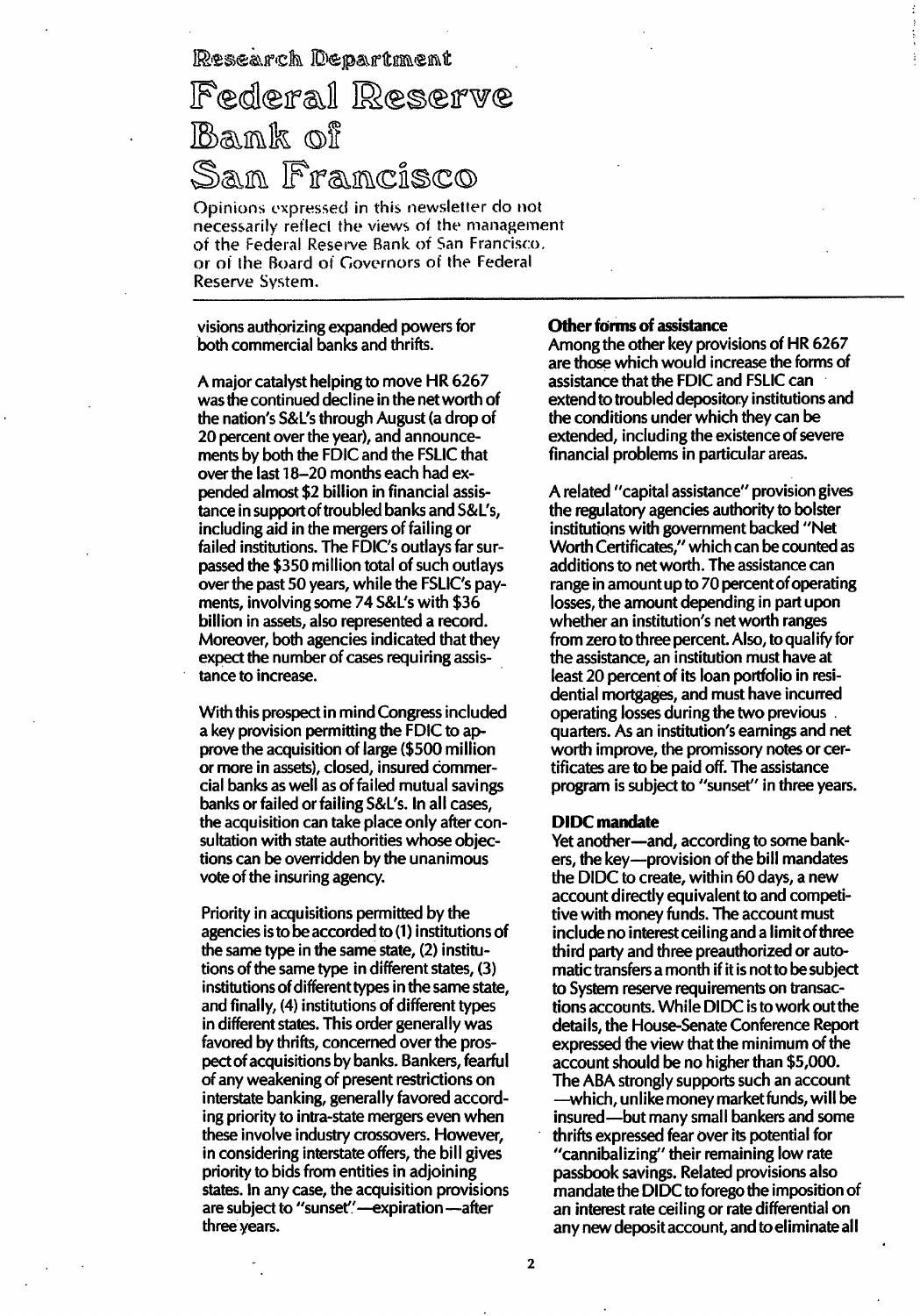# Research Department

# Federal Reserve Bank of San Francisco

Opinions expressed in this newsletter do not necessarily reflect the views of the management of the Federal Reserve Bank of San Francisco, or of the Board of Governors of the Federal Reserve System.

visions authorizing expanded powers for both commercial banks and thrifts.

A major catalyst helping to move HR 6267 was the continued decline in the net worth of the nation's S&L's through August (a drop of 20 percent over the year), and announcements by both the FDIC and the FSLIC that over the last 18–20 months each had expended almost $2 billion in financial assistance in support of troubled banks and S&L's, including aid in the mergers of failing or failed institutions. The FDIC's outlays far surpassed the $350 million total of such outlays over the past 50 years, while the FSLIC's payments, involving some 74 S&L's with $36 billion in assets, also represented a record. Moreover, both agencies indicated that they expect the number of cases requiring assistance to increase.

With this prospect in mind Congress included a key provision permitting the FDIC to approve the acquisition of large ($500 million or more in assets), closed, insured commercial banks as well as of failed mutual savings banks or failed or failing S&L's. In all cases, the acquisition can take place only after consultation with state authorities whose objections can be overridden by the unanimous vote of the insuring agency.

Priority in acquisitions permitted by the agencies is to be accorded to (1) institutions of the same type in the same state, (2) institutions of the same type in different states, (3) institutions of different types in the same state, and finally, (4) institutions of different types in different states. This order generally was favored by thrifts, concerned over the prospect of acquisitions by banks. Bankers, fearful of any weakening of present restrictions on interstate banking, generally favored according priority to intra-state mergers even when these involve industry crossovers. However, in considering interstate offers, the bill gives priority to bids from entities in adjoining states. In any case, the acquisition provisions are subject to "sunset"—expiration—after three years.

**Other forms of assistance**

Among the other key provisions of HR 6267 are those which would increase the forms of assistance that the FDIC and FSLIC can extend to troubled depository institutions and the conditions under which they can be extended, including the existence of severe financial problems in particular areas.

A related "capital assistance" provision gives the regulatory agencies authority to bolster institutions with government backed "Net Worth Certificates," which can be counted as additions to net worth. The assistance can range in amount up to 70 percent of operating losses, the amount depending in part upon whether an institution's net worth ranges from zero to three percent. Also, to qualify for the assistance, an institution must have at least 20 percent of its loan portfolio in residential mortgages, and must have incurred operating losses during the two previous quarters. As an institution's earnings and net worth improve, the promissory notes or certificates are to be paid off. The assistance program is subject to "sunset" in three years.

**DIDC mandate**

Yet another—and, according to some bankers, the key—provision of the bill mandates the DIDC to create, within 60 days, a new account directly equivalent to and competitive with money funds. The account must include no interest ceiling and a limit of three third party and three preauthorized or automatic transfers a month if it is not to be subject to System reserve requirements on transactions accounts. While DIDC is to work out the details, the House-Senate Conference Report expressed the view that the minimum of the account should be no higher than $5,000. The ABA strongly supports such an account —which, unlike money market funds, will be insured—but many small bankers and some thrifts expressed fear over its potential for "cannibalizing" their remaining low rate passbook savings. Related provisions also mandate the DIDC to forego the imposition of an interest rate ceiling or rate differential on any new deposit account, and to eliminate all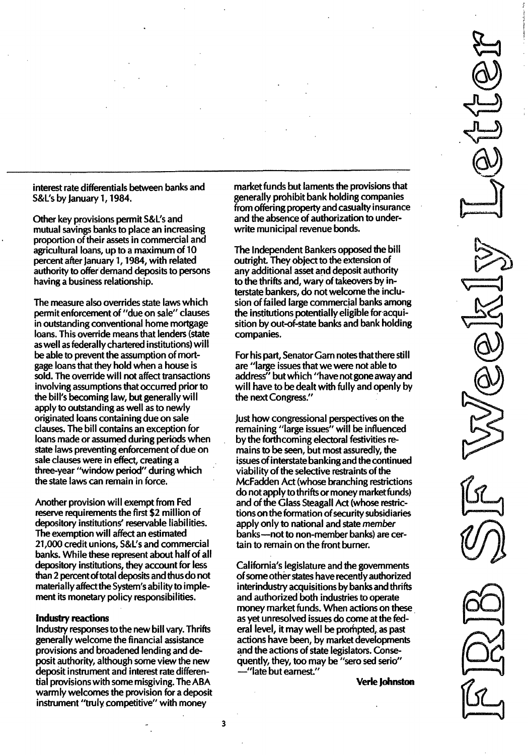interest rate differentials between banks and S&L's by January 1, 1984.

Other key provisions permit S&L's and mutual savings banks to place an increasing proportion of their assets in commercial and agricultural loans, up to a maximum of 10 percent after January 1, 1984, with related authority to offer demand deposits to persons having a business relationship.

The measure also overrides state laws which permit enforcement of "due on sale" clauses in outstanding conventional home mortgage loans. This override means that lenders (state as well as federally chartered institutions) will be able to prevent the assumption of mortgage loans that they hold when a house is sold. The override will not affect transactions involving assumptions that occurred prior to the bill's becoming law, but generally will apply to outstanding as well as to newly originated loans containing due on sale clauses. The bill contains an exception for loans made or assumed during periods when state laws preventing enforcement of due on sale clauses were in effect, creating a three-year "window period" during which the state laws can remain in force.

Another provision will exempt from Fed reserve requirements the first $2 million of depository institutions' reservable liabilities. The exemption will affect an estimated 21,000 credit unions, S&L's and commercial banks. While these represent about half of all depository institutions, they account for less than 2 percent of total deposits and thus do not materially affect the System's ability to implement its monetary policy responsibilities.

**Industry reactions**

Industry responses to the new bill vary. Thrifts generally welcome the financial assistance provisions and broadened lending and deposit authority, although some view the new deposit instrument and interest rate differential provisions with some misgiving. The ABA warmly welcomes the provision for a deposit instrument "truly competitive" with money market funds but laments the provisions that generally prohibit bank holding companies from offering property and casualty insurance and the absence of authorization to underwrite municipal revenue bonds.

The Independent Bankers opposed the bill outright. They object to the extension of any additional asset and deposit authority to the thrifts and, wary of takeovers by interstate bankers, do not welcome the inclusion of failed large commercial banks among the institutions potentially eligible for acquisition by out-of-state banks and bank holding companies.

For his part, Senator Garn notes that there still are "large issues that we were not able to address" but which "have not gone away and will have to be dealt with fully and openly by the next Congress."

Just how congressional perspectives on the remaining "large issues" will be influenced by the forthcoming electoral festivities remains to be seen, but most assuredly, the issues of interstate banking and the continued viability of the selective restraints of the McFadden Act (whose branching restrictions do not apply to thrifts or money market funds) and of the Glass Steagall Act (whose restrictions on the formation of security subsidiaries apply only to national and state *member* banks—not to non-member banks) are certain to remain on the front burner.

California's legislature and the governments of some other states have recently authorized interindustry acquisitions by banks and thrifts and authorized both industries to operate money market funds. When actions on these as yet unresolved issues do come at the federal level, it may well be prompted, as past actions have been, by market developments and the actions of state legislators. Consequently, they, too may be "sero sed serio" —"late but earnest."

**Verle Johnston**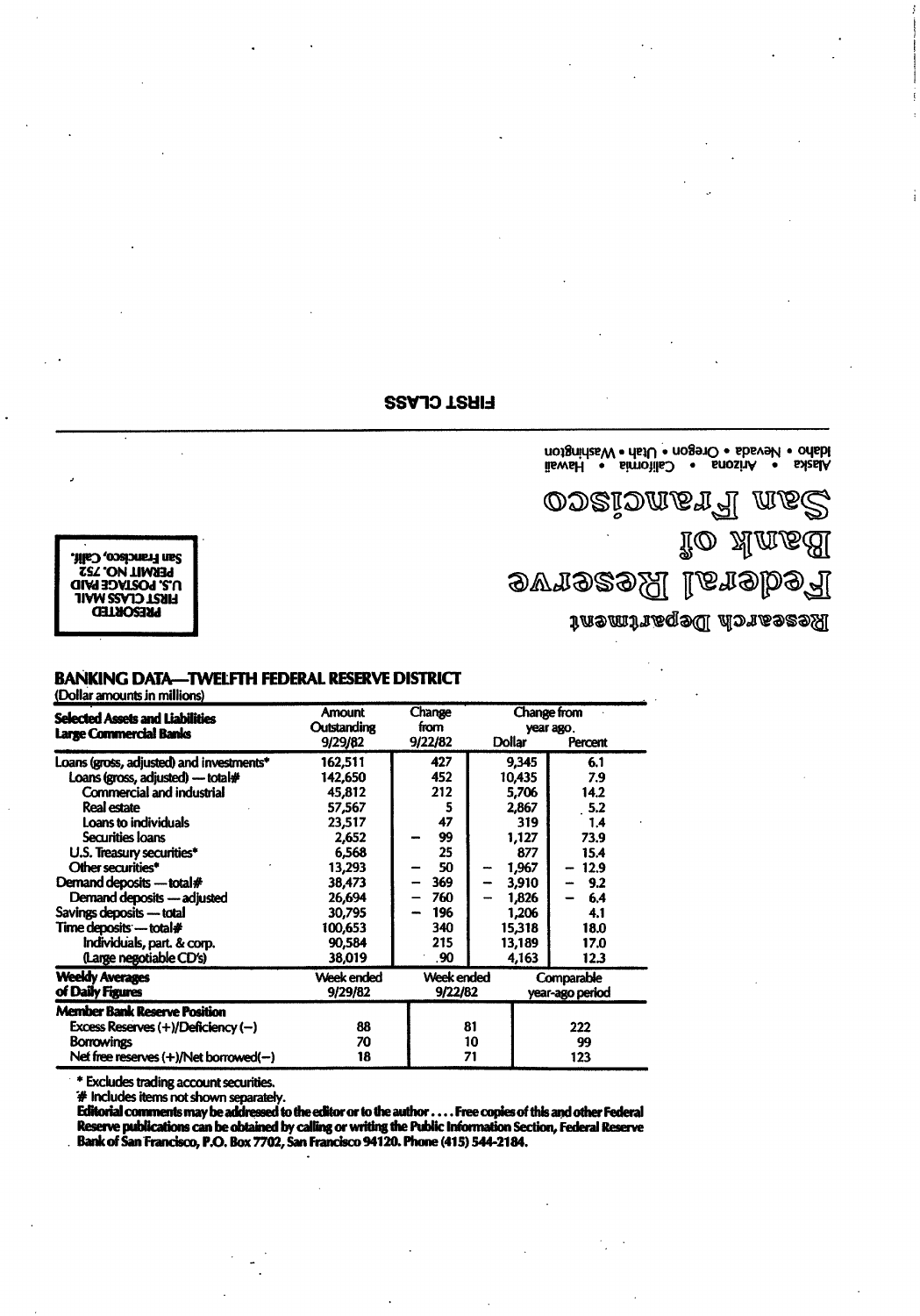FIRST CLASS

Research Department
Federal Reserve
Bank of
San Francisco

Alaska • Arizona • California • Hawaii
Idaho • Nevada • Oregon • Utah • Washington

PRESORTED
FIRST CLASS MAIL
U.S. POSTAGE PAID
PERMIT NO. 752
San Francisco, Calif.

## BANKING DATA—TWELFTH FEDERAL RESERVE DISTRICT

(Dollar amounts in millions)

| Selected Assets and Liabilities Large Commercial Banks | Amount Outstanding 9/29/82 | Change from 9/22/82 | Change from year ago. Dollar | Percent |
|---|---|---|---|---|
| Loans (gross, adjusted) and investments* | 162,511 | 427 | 9,345 | 6.1 |
| Loans (gross, adjusted) — total# | 142,650 | 452 | 10,435 | 7.9 |
| Commercial and industrial | 45,812 | 212 | 5,706 | 14.2 |
| Real estate | 57,567 | 5 | 2,867 | 5.2 |
| Loans to individuals | 23,517 | 47 | 319 | 1.4 |
| Securities loans | 2,652 | − 99 | 1,127 | 73.9 |
| U.S. Treasury securities* | 6,568 | 25 | 877 | 15.4 |
| Other securities* | 13,293 | − 50 | − 1,967 | − 12.9 |
| Demand deposits — total# | 38,473 | − 369 | − 3,910 | − 9.2 |
| Demand deposits — adjusted | 26,694 | − 760 | − 1,826 | − 6.4 |
| Savings deposits — total | 30,795 | − 196 | 1,206 | 4.1 |
| Time deposits — total# | 100,653 | 340 | 15,318 | 18.0 |
| Individuals, part. & corp. | 90,584 | 215 | 13,189 | 17.0 |
| (Large negotiable CD's) | 38,019 | 90 | 4,163 | 12.3 |
| **Weekly Averages of Daily Figures** | Week ended 9/29/82 | Week ended 9/22/82 | Comparable year-ago period | |
| **Member Bank Reserve Position** | | | | |
| Excess Reserves (+)/Deficiency (−) | 88 | 81 | 222 | |
| Borrowings | 70 | 10 | 99 | |
| Net free reserves (+)/Net borrowed(−) | 18 | 71 | 123 | |

\* Excludes trading account securities.
\# Includes items not shown separately.

**Editorial comments may be addressed to the editor or to the author.... Free copies of this and other Federal Reserve publications can be obtained by calling or writing the Public Information Section, Federal Reserve Bank of San Francisco, P.O. Box 7702, San Francisco 94120. Phone (415) 544-2184.**